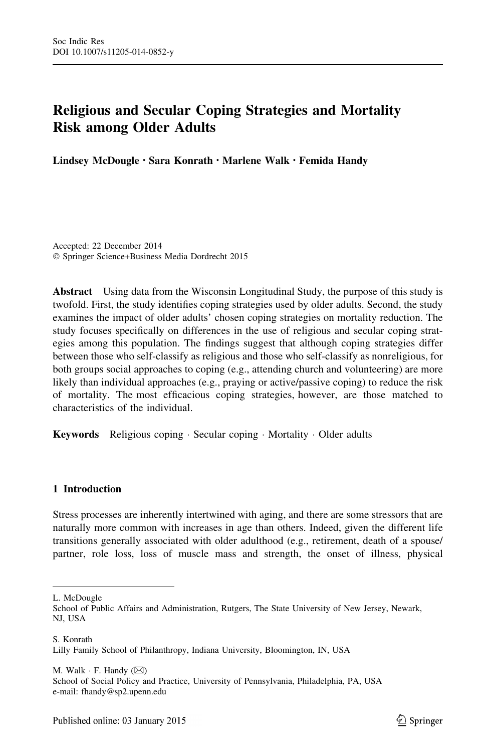# Religious and Secular Coping Strategies and Mortality Risk among Older Adults

**Lindsey McDougle · Sara Konrath · Marlene Walk · Femida Handy**

Accepted: 22 December 2014
© Springer Science+Business Media Dordrecht 2015

**Abstract** Using data from the Wisconsin Longitudinal Study, the purpose of this study is twofold. First, the study identifies coping strategies used by older adults. Second, the study examines the impact of older adults' chosen coping strategies on mortality reduction. The study focuses specifically on differences in the use of religious and secular coping strategies among this population. The findings suggest that although coping strategies differ between those who self-classify as religious and those who self-classify as nonreligious, for both groups social approaches to coping (e.g., attending church and volunteering) are more likely than individual approaches (e.g., praying or active/passive coping) to reduce the risk of mortality. The most efficacious coping strategies, however, are those matched to characteristics of the individual.

**Keywords** Religious coping · Secular coping · Mortality · Older adults

## 1 Introduction

Stress processes are inherently intertwined with aging, and there are some stressors that are naturally more common with increases in age than others. Indeed, given the different life transitions generally associated with older adulthood (e.g., retirement, death of a spouse/partner, role loss, loss of muscle mass and strength, the onset of illness, physical

---

L. McDougle
School of Public Affairs and Administration, Rutgers, The State University of New Jersey, Newark, NJ, USA

S. Konrath
Lilly Family School of Philanthropy, Indiana University, Bloomington, IN, USA

M. Walk · F. Handy (✉)
School of Social Policy and Practice, University of Pennsylvania, Philadelphia, PA, USA
e-mail: fhandy@sp2.upenn.edu

Published online: 03 January 2015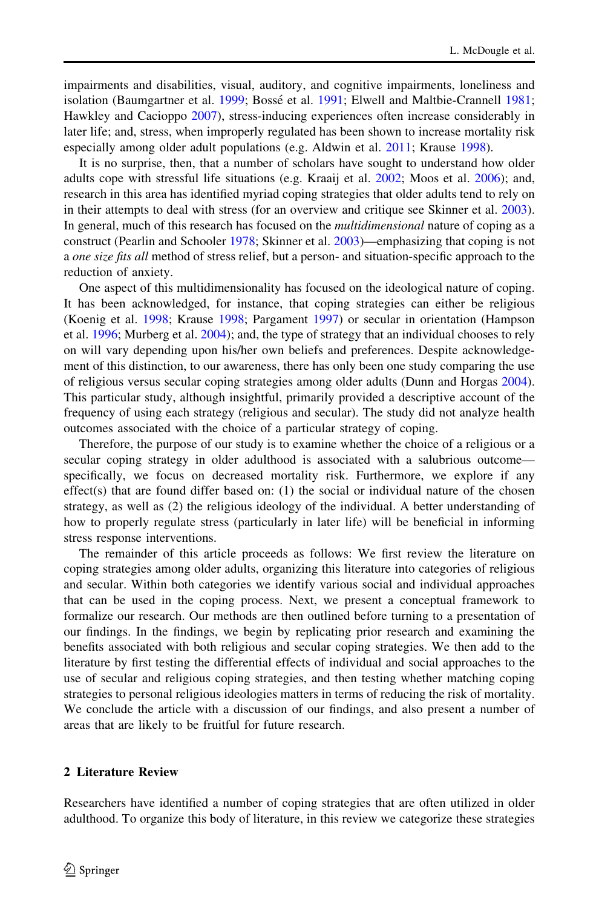impairments and disabilities, visual, auditory, and cognitive impairments, loneliness and isolation (Baumgartner et al. 1999; Bossé et al. 1991; Elwell and Maltbie-Crannell 1981; Hawkley and Cacioppo 2007), stress-inducing experiences often increase considerably in later life; and, stress, when improperly regulated has been shown to increase mortality risk especially among older adult populations (e.g. Aldwin et al. 2011; Krause 1998).

It is no surprise, then, that a number of scholars have sought to understand how older adults cope with stressful life situations (e.g. Kraaij et al. 2002; Moos et al. 2006); and, research in this area has identified myriad coping strategies that older adults tend to rely on in their attempts to deal with stress (for an overview and critique see Skinner et al. 2003). In general, much of this research has focused on the *multidimensional* nature of coping as a construct (Pearlin and Schooler 1978; Skinner et al. 2003)—emphasizing that coping is not a *one size fits all* method of stress relief, but a person- and situation-specific approach to the reduction of anxiety.

One aspect of this multidimensionality has focused on the ideological nature of coping. It has been acknowledged, for instance, that coping strategies can either be religious (Koenig et al. 1998; Krause 1998; Pargament 1997) or secular in orientation (Hampson et al. 1996; Murberg et al. 2004); and, the type of strategy that an individual chooses to rely on will vary depending upon his/her own beliefs and preferences. Despite acknowledgement of this distinction, to our awareness, there has only been one study comparing the use of religious versus secular coping strategies among older adults (Dunn and Horgas 2004). This particular study, although insightful, primarily provided a descriptive account of the frequency of using each strategy (religious and secular). The study did not analyze health outcomes associated with the choice of a particular strategy of coping.

Therefore, the purpose of our study is to examine whether the choice of a religious or a secular coping strategy in older adulthood is associated with a salubrious outcome—specifically, we focus on decreased mortality risk. Furthermore, we explore if any effect(s) that are found differ based on: (1) the social or individual nature of the chosen strategy, as well as (2) the religious ideology of the individual. A better understanding of how to properly regulate stress (particularly in later life) will be beneficial in informing stress response interventions.

The remainder of this article proceeds as follows: We first review the literature on coping strategies among older adults, organizing this literature into categories of religious and secular. Within both categories we identify various social and individual approaches that can be used in the coping process. Next, we present a conceptual framework to formalize our research. Our methods are then outlined before turning to a presentation of our findings. In the findings, we begin by replicating prior research and examining the benefits associated with both religious and secular coping strategies. We then add to the literature by first testing the differential effects of individual and social approaches to the use of secular and religious coping strategies, and then testing whether matching coping strategies to personal religious ideologies matters in terms of reducing the risk of mortality. We conclude the article with a discussion of our findings, and also present a number of areas that are likely to be fruitful for future research.

## 2 Literature Review

Researchers have identified a number of coping strategies that are often utilized in older adulthood. To organize this body of literature, in this review we categorize these strategies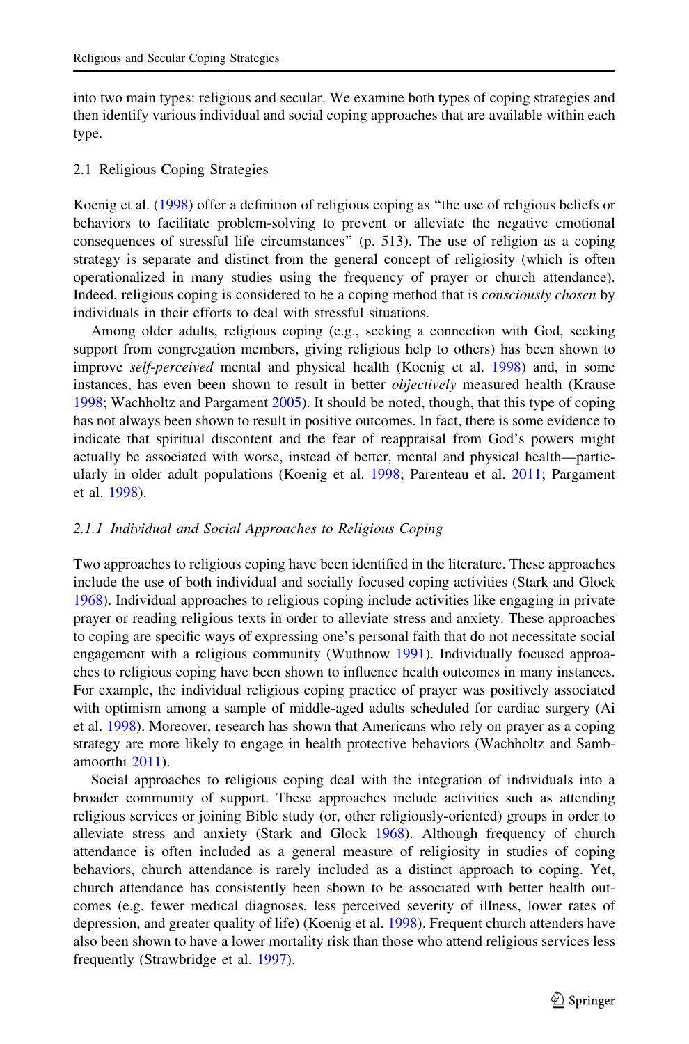into two main types: religious and secular. We examine both types of coping strategies and then identify various individual and social coping approaches that are available within each type.

## 2.1 Religious Coping Strategies

Koenig et al. (1998) offer a definition of religious coping as "the use of religious beliefs or behaviors to facilitate problem-solving to prevent or alleviate the negative emotional consequences of stressful life circumstances" (p. 513). The use of religion as a coping strategy is separate and distinct from the general concept of religiosity (which is often operationalized in many studies using the frequency of prayer or church attendance). Indeed, religious coping is considered to be a coping method that is *consciously chosen* by individuals in their efforts to deal with stressful situations.

Among older adults, religious coping (e.g., seeking a connection with God, seeking support from congregation members, giving religious help to others) has been shown to improve *self-perceived* mental and physical health (Koenig et al. 1998) and, in some instances, has even been shown to result in better *objectively* measured health (Krause 1998; Wachholtz and Pargament 2005). It should be noted, though, that this type of coping has not always been shown to result in positive outcomes. In fact, there is some evidence to indicate that spiritual discontent and the fear of reappraisal from God's powers might actually be associated with worse, instead of better, mental and physical health—particularly in older adult populations (Koenig et al. 1998; Parenteau et al. 2011; Pargament et al. 1998).

### *2.1.1 Individual and Social Approaches to Religious Coping*

Two approaches to religious coping have been identified in the literature. These approaches include the use of both individual and socially focused coping activities (Stark and Glock 1968). Individual approaches to religious coping include activities like engaging in private prayer or reading religious texts in order to alleviate stress and anxiety. These approaches to coping are specific ways of expressing one's personal faith that do not necessitate social engagement with a religious community (Wuthnow 1991). Individually focused approaches to religious coping have been shown to influence health outcomes in many instances. For example, the individual religious coping practice of prayer was positively associated with optimism among a sample of middle-aged adults scheduled for cardiac surgery (Ai et al. 1998). Moreover, research has shown that Americans who rely on prayer as a coping strategy are more likely to engage in health protective behaviors (Wachholtz and Sambamoorthi 2011).

Social approaches to religious coping deal with the integration of individuals into a broader community of support. These approaches include activities such as attending religious services or joining Bible study (or, other religiously-oriented) groups in order to alleviate stress and anxiety (Stark and Glock 1968). Although frequency of church attendance is often included as a general measure of religiosity in studies of coping behaviors, church attendance is rarely included as a distinct approach to coping. Yet, church attendance has consistently been shown to be associated with better health outcomes (e.g. fewer medical diagnoses, less perceived severity of illness, lower rates of depression, and greater quality of life) (Koenig et al. 1998). Frequent church attenders have also been shown to have a lower mortality risk than those who attend religious services less frequently (Strawbridge et al. 1997).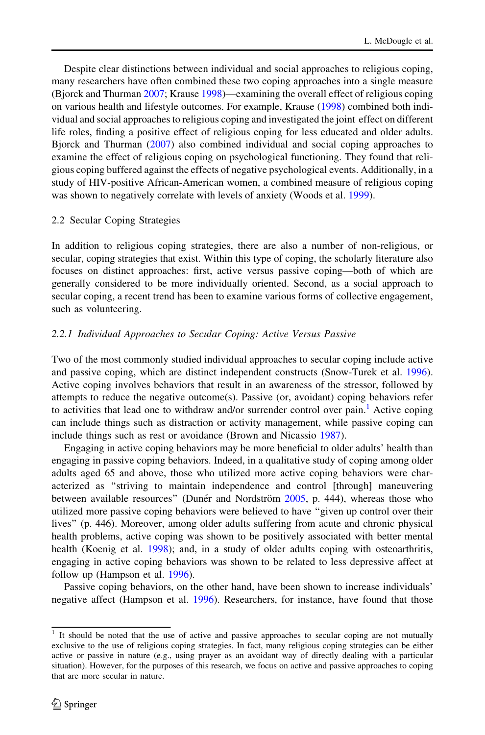Despite clear distinctions between individual and social approaches to religious coping, many researchers have often combined these two coping approaches into a single measure (Bjorck and Thurman 2007; Krause 1998)—examining the overall effect of religious coping on various health and lifestyle outcomes. For example, Krause (1998) combined both individual and social approaches to religious coping and investigated the joint effect on different life roles, finding a positive effect of religious coping for less educated and older adults. Bjorck and Thurman (2007) also combined individual and social coping approaches to examine the effect of religious coping on psychological functioning. They found that religious coping buffered against the effects of negative psychological events. Additionally, in a study of HIV-positive African-American women, a combined measure of religious coping was shown to negatively correlate with levels of anxiety (Woods et al. 1999).

### 2.2 Secular Coping Strategies

In addition to religious coping strategies, there are also a number of non-religious, or secular, coping strategies that exist. Within this type of coping, the scholarly literature also focuses on distinct approaches: first, active versus passive coping—both of which are generally considered to be more individually oriented. Second, as a social approach to secular coping, a recent trend has been to examine various forms of collective engagement, such as volunteering.

#### *2.2.1 Individual Approaches to Secular Coping: Active Versus Passive*

Two of the most commonly studied individual approaches to secular coping include active and passive coping, which are distinct independent constructs (Snow-Turek et al. 1996). Active coping involves behaviors that result in an awareness of the stressor, followed by attempts to reduce the negative outcome(s). Passive (or, avoidant) coping behaviors refer to activities that lead one to withdraw and/or surrender control over pain.[1] Active coping can include things such as distraction or activity management, while passive coping can include things such as rest or avoidance (Brown and Nicassio 1987).

Engaging in active coping behaviors may be more beneficial to older adults' health than engaging in passive coping behaviors. Indeed, in a qualitative study of coping among older adults aged 65 and above, those who utilized more active coping behaviors were characterized as "striving to maintain independence and control [through] maneuvering between available resources" (Dunér and Nordström 2005, p. 444), whereas those who utilized more passive coping behaviors were believed to have "given up control over their lives" (p. 446). Moreover, among older adults suffering from acute and chronic physical health problems, active coping was shown to be positively associated with better mental health (Koenig et al. 1998); and, in a study of older adults coping with osteoarthritis, engaging in active coping behaviors was shown to be related to less depressive affect at follow up (Hampson et al. 1996).

Passive coping behaviors, on the other hand, have been shown to increase individuals' negative affect (Hampson et al. 1996). Researchers, for instance, have found that those

---

[1] It should be noted that the use of active and passive approaches to secular coping are not mutually exclusive to the use of religious coping strategies. In fact, many religious coping strategies can be either active or passive in nature (e.g., using prayer as an avoidant way of directly dealing with a particular situation). However, for the purposes of this research, we focus on active and passive approaches to coping that are more secular in nature.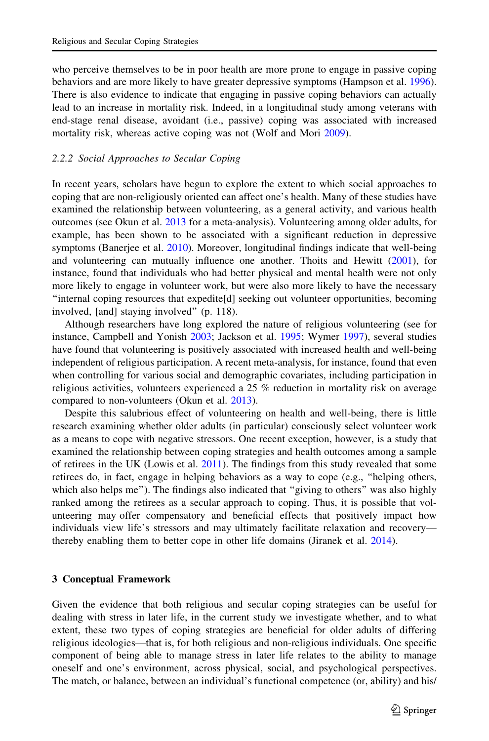who perceive themselves to be in poor health are more prone to engage in passive coping behaviors and are more likely to have greater depressive symptoms (Hampson et al. 1996). There is also evidence to indicate that engaging in passive coping behaviors can actually lead to an increase in mortality risk. Indeed, in a longitudinal study among veterans with end-stage renal disease, avoidant (i.e., passive) coping was associated with increased mortality risk, whereas active coping was not (Wolf and Mori 2009).

### *2.2.2 Social Approaches to Secular Coping*

In recent years, scholars have begun to explore the extent to which social approaches to coping that are non-religiously oriented can affect one's health. Many of these studies have examined the relationship between volunteering, as a general activity, and various health outcomes (see Okun et al. 2013 for a meta-analysis). Volunteering among older adults, for example, has been shown to be associated with a significant reduction in depressive symptoms (Banerjee et al. 2010). Moreover, longitudinal findings indicate that well-being and volunteering can mutually influence one another. Thoits and Hewitt (2001), for instance, found that individuals who had better physical and mental health were not only more likely to engage in volunteer work, but were also more likely to have the necessary "internal coping resources that expedite[d] seeking out volunteer opportunities, becoming involved, [and] staying involved" (p. 118).

Although researchers have long explored the nature of religious volunteering (see for instance, Campbell and Yonish 2003; Jackson et al. 1995; Wymer 1997), several studies have found that volunteering is positively associated with increased health and well-being independent of religious participation. A recent meta-analysis, for instance, found that even when controlling for various social and demographic covariates, including participation in religious activities, volunteers experienced a 25 % reduction in mortality risk on average compared to non-volunteers (Okun et al. 2013).

Despite this salubrious effect of volunteering on health and well-being, there is little research examining whether older adults (in particular) consciously select volunteer work as a means to cope with negative stressors. One recent exception, however, is a study that examined the relationship between coping strategies and health outcomes among a sample of retirees in the UK (Lowis et al. 2011). The findings from this study revealed that some retirees do, in fact, engage in helping behaviors as a way to cope (e.g., "helping others, which also helps me"). The findings also indicated that "giving to others" was also highly ranked among the retirees as a secular approach to coping. Thus, it is possible that volunteering may offer compensatory and beneficial effects that positively impact how individuals view life's stressors and may ultimately facilitate relaxation and recovery—thereby enabling them to better cope in other life domains (Jiranek et al. 2014).

## 3 Conceptual Framework

Given the evidence that both religious and secular coping strategies can be useful for dealing with stress in later life, in the current study we investigate whether, and to what extent, these two types of coping strategies are beneficial for older adults of differing religious ideologies—that is, for both religious and non-religious individuals. One specific component of being able to manage stress in later life relates to the ability to manage oneself and one's environment, across physical, social, and psychological perspectives. The match, or balance, between an individual's functional competence (or, ability) and his/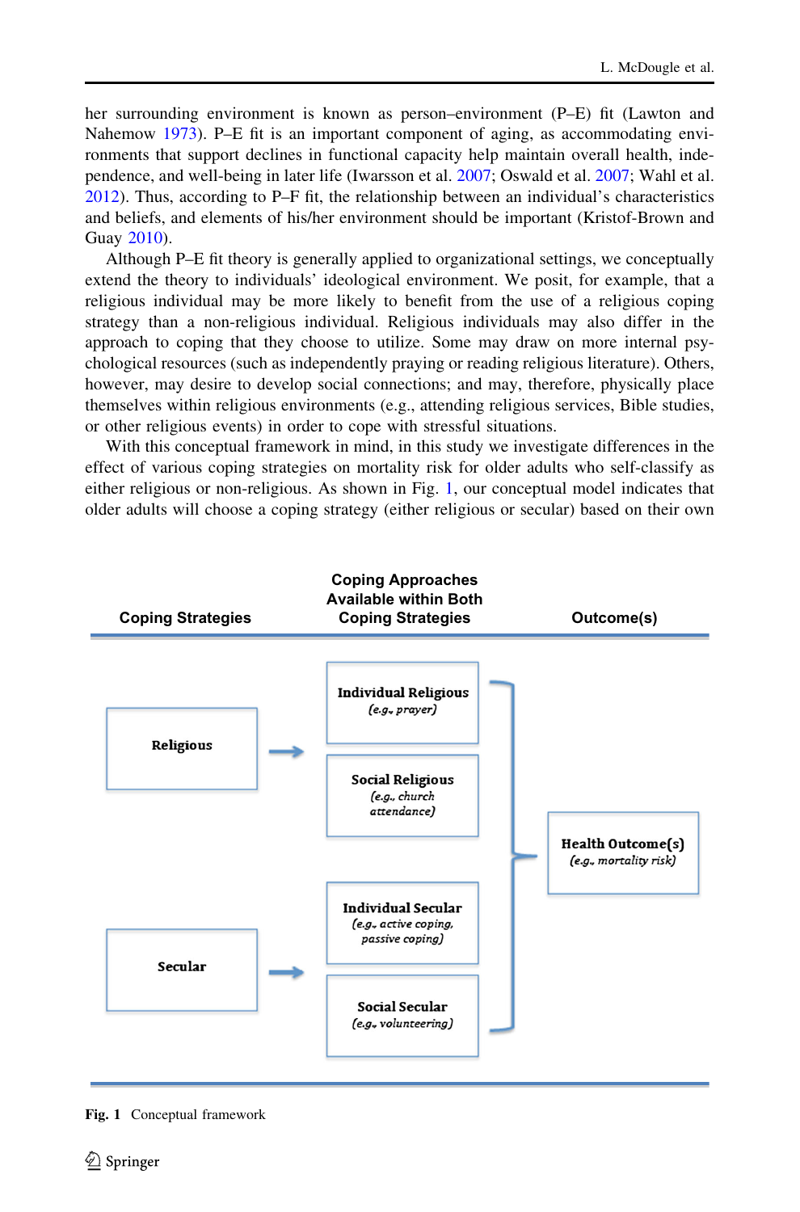her surrounding environment is known as person–environment (P–E) fit (Lawton and Nahemow 1973). P–E fit is an important component of aging, as accommodating environments that support declines in functional capacity help maintain overall health, independence, and well-being in later life (Iwarsson et al. 2007; Oswald et al. 2007; Wahl et al. 2012). Thus, according to P–F fit, the relationship between an individual's characteristics and beliefs, and elements of his/her environment should be important (Kristof-Brown and Guay 2010).

Although P–E fit theory is generally applied to organizational settings, we conceptually extend the theory to individuals' ideological environment. We posit, for example, that a religious individual may be more likely to benefit from the use of a religious coping strategy than a non-religious individual. Religious individuals may also differ in the approach to coping that they choose to utilize. Some may draw on more internal psychological resources (such as independently praying or reading religious literature). Others, however, may desire to develop social connections; and may, therefore, physically place themselves within religious environments (e.g., attending religious services, Bible studies, or other religious events) in order to cope with stressful situations.

With this conceptual framework in mind, in this study we investigate differences in the effect of various coping strategies on mortality risk for older adults who self-classify as either religious or non-religious. As shown in Fig. 1, our conceptual model indicates that older adults will choose a coping strategy (either religious or secular) based on their own

**Fig. 1** Conceptual framework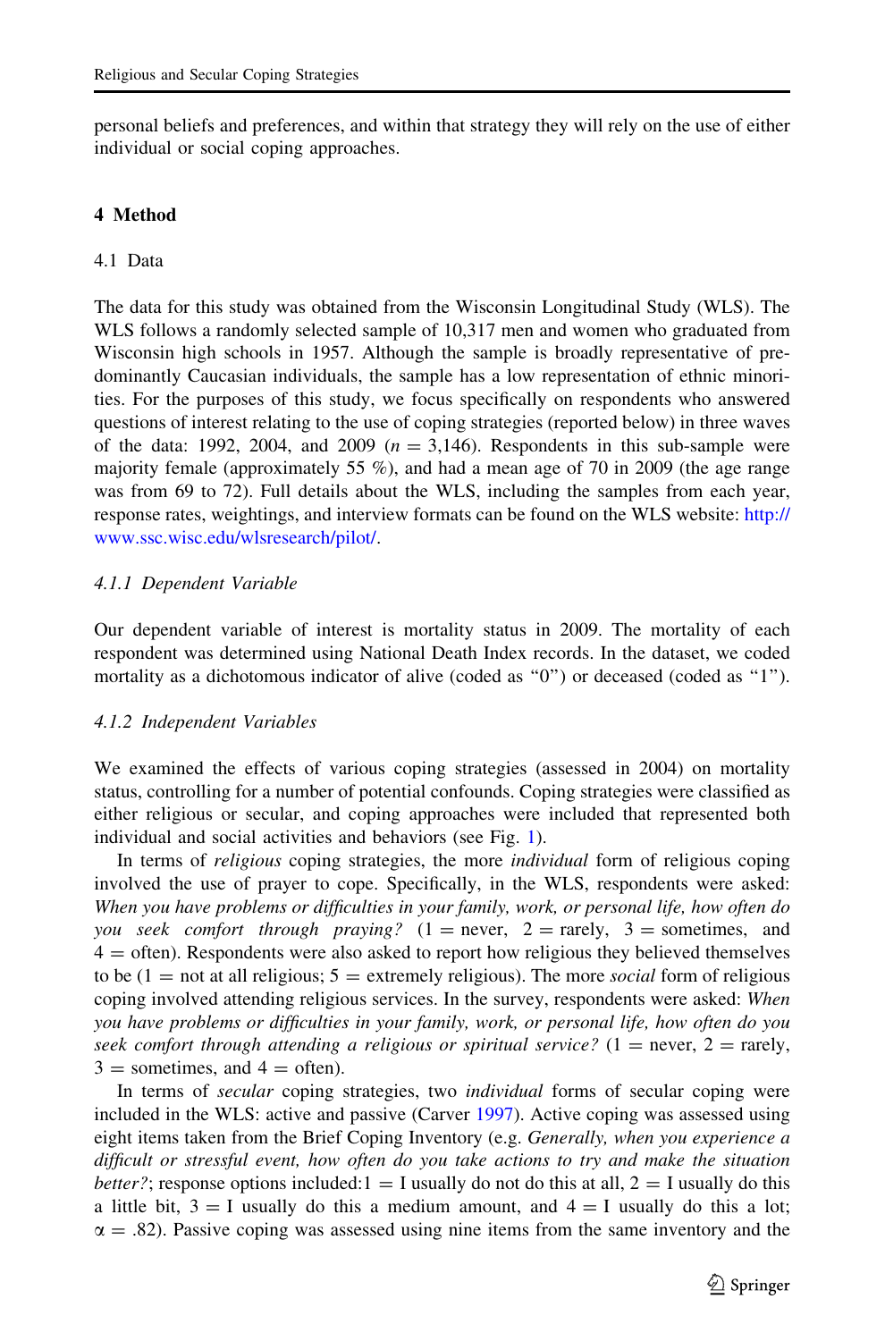personal beliefs and preferences, and within that strategy they will rely on the use of either individual or social coping approaches.

## 4 Method

### 4.1 Data

The data for this study was obtained from the Wisconsin Longitudinal Study (WLS). The WLS follows a randomly selected sample of 10,317 men and women who graduated from Wisconsin high schools in 1957. Although the sample is broadly representative of predominantly Caucasian individuals, the sample has a low representation of ethnic minorities. For the purposes of this study, we focus specifically on respondents who answered questions of interest relating to the use of coping strategies (reported below) in three waves of the data: 1992, 2004, and 2009 ($n = 3{,}146$). Respondents in this sub-sample were majority female (approximately 55 %), and had a mean age of 70 in 2009 (the age range was from 69 to 72). Full details about the WLS, including the samples from each year, response rates, weightings, and interview formats can be found on the WLS website: http://www.ssc.wisc.edu/wlsresearch/pilot/.

#### *4.1.1 Dependent Variable*

Our dependent variable of interest is mortality status in 2009. The mortality of each respondent was determined using National Death Index records. In the dataset, we coded mortality as a dichotomous indicator of alive (coded as "0") or deceased (coded as "1").

#### *4.1.2 Independent Variables*

We examined the effects of various coping strategies (assessed in 2004) on mortality status, controlling for a number of potential confounds. Coping strategies were classified as either religious or secular, and coping approaches were included that represented both individual and social activities and behaviors (see Fig. 1).

In terms of *religious* coping strategies, the more *individual* form of religious coping involved the use of prayer to cope. Specifically, in the WLS, respondents were asked: *When you have problems or difficulties in your family, work, or personal life, how often do you seek comfort through praying?* (1 = never, 2 = rarely, 3 = sometimes, and 4 = often). Respondents were also asked to report how religious they believed themselves to be (1 = not at all religious; 5 = extremely religious). The more *social* form of religious coping involved attending religious services. In the survey, respondents were asked: *When you have problems or difficulties in your family, work, or personal life, how often do you seek comfort through attending a religious or spiritual service?* (1 = never, 2 = rarely, 3 = sometimes, and 4 = often).

In terms of *secular* coping strategies, two *individual* forms of secular coping were included in the WLS: active and passive (Carver 1997). Active coping was assessed using eight items taken from the Brief Coping Inventory (e.g. *Generally, when you experience a difficult or stressful event, how often do you take actions to try and make the situation better?*; response options included: 1 = I usually do not do this at all, 2 = I usually do this a little bit, 3 = I usually do this a medium amount, and 4 = I usually do this a lot; $\alpha = .82$). Passive coping was assessed using nine items from the same inventory and the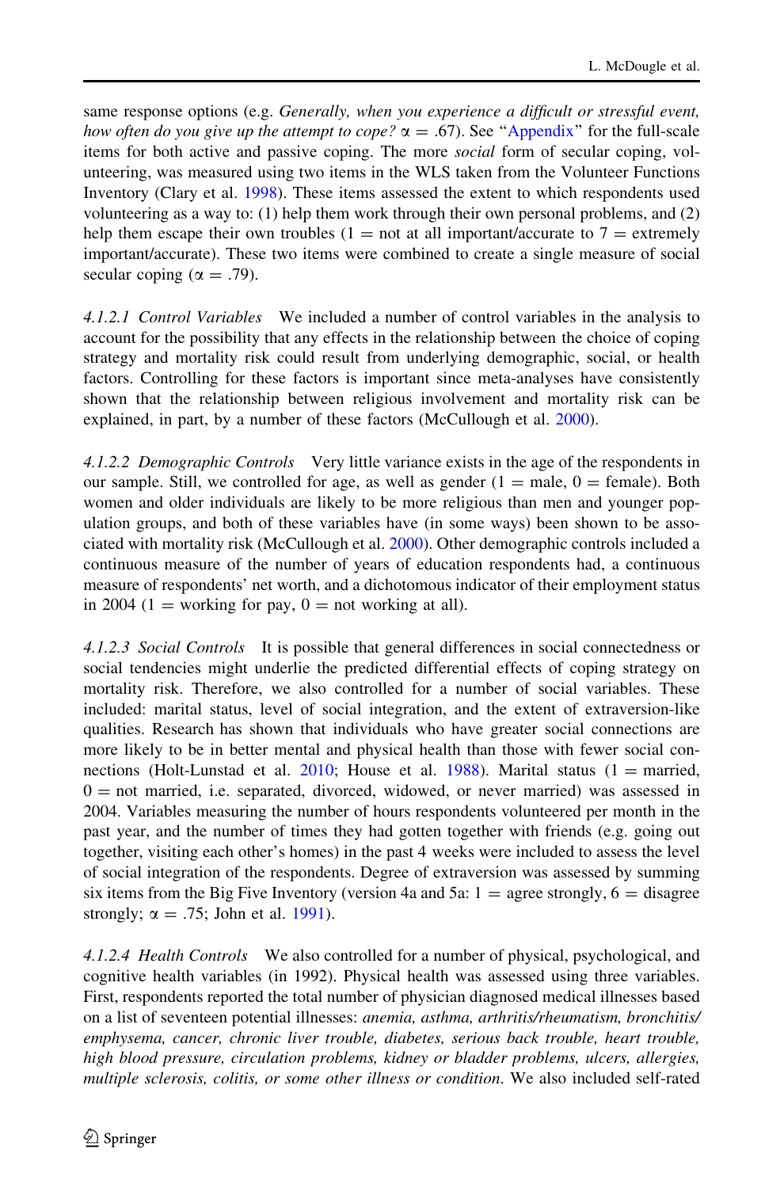same response options (e.g. *Generally, when you experience a difficult or stressful event, how often do you give up the attempt to cope?* $\alpha = .67$). See "Appendix" for the full-scale items for both active and passive coping. The more *social* form of secular coping, volunteering, was measured using two items in the WLS taken from the Volunteer Functions Inventory (Clary et al. 1998). These items assessed the extent to which respondents used volunteering as a way to: (1) help them work through their own personal problems, and (2) help them escape their own troubles (1 = not at all important/accurate to 7 = extremely important/accurate). These two items were combined to create a single measure of social secular coping ($\alpha = .79$).

*4.1.2.1 Control Variables* We included a number of control variables in the analysis to account for the possibility that any effects in the relationship between the choice of coping strategy and mortality risk could result from underlying demographic, social, or health factors. Controlling for these factors is important since meta-analyses have consistently shown that the relationship between religious involvement and mortality risk can be explained, in part, by a number of these factors (McCullough et al. 2000).

*4.1.2.2 Demographic Controls* Very little variance exists in the age of the respondents in our sample. Still, we controlled for age, as well as gender (1 = male, 0 = female). Both women and older individuals are likely to be more religious than men and younger population groups, and both of these variables have (in some ways) been shown to be associated with mortality risk (McCullough et al. 2000). Other demographic controls included a continuous measure of the number of years of education respondents had, a continuous measure of respondents' net worth, and a dichotomous indicator of their employment status in 2004 (1 = working for pay, 0 = not working at all).

*4.1.2.3 Social Controls* It is possible that general differences in social connectedness or social tendencies might underlie the predicted differential effects of coping strategy on mortality risk. Therefore, we also controlled for a number of social variables. These included: marital status, level of social integration, and the extent of extraversion-like qualities. Research has shown that individuals who have greater social connections are more likely to be in better mental and physical health than those with fewer social connections (Holt-Lunstad et al. 2010; House et al. 1988). Marital status (1 = married, 0 = not married, i.e. separated, divorced, widowed, or never married) was assessed in 2004. Variables measuring the number of hours respondents volunteered per month in the past year, and the number of times they had gotten together with friends (e.g. going out together, visiting each other's homes) in the past 4 weeks were included to assess the level of social integration of the respondents. Degree of extraversion was assessed by summing six items from the Big Five Inventory (version 4a and 5a: 1 = agree strongly, 6 = disagree strongly; $\alpha = .75$; John et al. 1991).

*4.1.2.4 Health Controls* We also controlled for a number of physical, psychological, and cognitive health variables (in 1992). Physical health was assessed using three variables. First, respondents reported the total number of physician diagnosed medical illnesses based on a list of seventeen potential illnesses: *anemia, asthma, arthritis/rheumatism, bronchitis/emphysema, cancer, chronic liver trouble, diabetes, serious back trouble, heart trouble, high blood pressure, circulation problems, kidney or bladder problems, ulcers, allergies, multiple sclerosis, colitis, or some other illness or condition*. We also included self-rated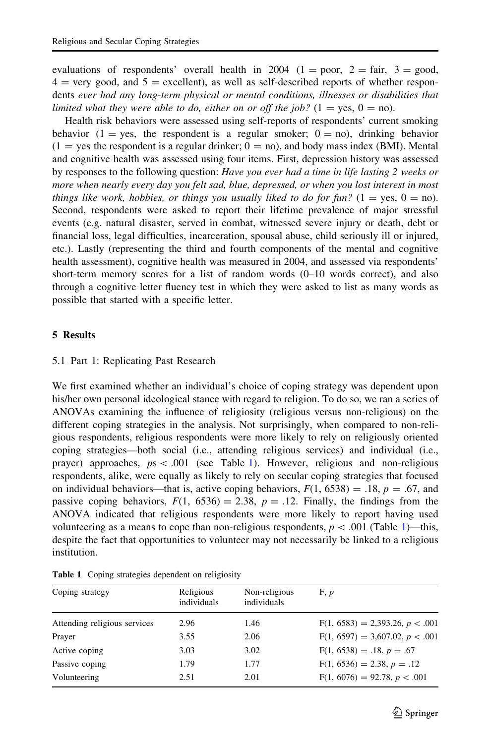evaluations of respondents' overall health in 2004 (1 = poor, 2 = fair, 3 = good, 4 = very good, and 5 = excellent), as well as self-described reports of whether respondents *ever had any long-term physical or mental conditions, illnesses or disabilities that limited what they were able to do, either on or off the job?* (1 = yes, 0 = no).

Health risk behaviors were assessed using self-reports of respondents' current smoking behavior (1 = yes, the respondent is a regular smoker; 0 = no), drinking behavior (1 = yes the respondent is a regular drinker; 0 = no), and body mass index (BMI). Mental and cognitive health was assessed using four items. First, depression history was assessed by responses to the following question: *Have you ever had a time in life lasting 2 weeks or more when nearly every day you felt sad, blue, depressed, or when you lost interest in most things like work, hobbies, or things you usually liked to do for fun?* (1 = yes, 0 = no). Second, respondents were asked to report their lifetime prevalence of major stressful events (e.g. natural disaster, served in combat, witnessed severe injury or death, debt or financial loss, legal difficulties, incarceration, spousal abuse, child seriously ill or injured, etc.). Lastly (representing the third and fourth components of the mental and cognitive health assessment), cognitive health was measured in 2004, and assessed via respondents' short-term memory scores for a list of random words (0–10 words correct), and also through a cognitive letter fluency test in which they were asked to list as many words as possible that started with a specific letter.

## 5 Results

### 5.1 Part 1: Replicating Past Research

We first examined whether an individual's choice of coping strategy was dependent upon his/her own personal ideological stance with regard to religion. To do so, we ran a series of ANOVAs examining the influence of religiosity (religious versus non-religious) on the different coping strategies in the analysis. Not surprisingly, when compared to non-religious respondents, religious respondents were more likely to rely on religiously oriented coping strategies—both social (i.e., attending religious services) and individual (i.e., prayer) approaches, $ps < .001$ (see Table 1). However, religious and non-religious respondents, alike, were equally as likely to rely on secular coping strategies that focused on individual behaviors—that is, active coping behaviors, $F(1, 6538) = .18$, $p = .67$, and passive coping behaviors, $F(1, 6536) = 2.38$, $p = .12$. Finally, the findings from the ANOVA indicated that religious respondents were more likely to report having used volunteering as a means to cope than non-religious respondents, $p < .001$ (Table 1)—this, despite the fact that opportunities to volunteer may not necessarily be linked to a religious institution.

**Table 1** Coping strategies dependent on religiosity

| Coping strategy | Religious individuals | Non-religious individuals | F, *p* |
|---|---|---|---|
| Attending religious services | 2.96 | 1.46 | $F(1, 6583) = 2{,}393.26$, $p < .001$ |
| Prayer | 3.55 | 2.06 | $F(1, 6597) = 3{,}607.02$, $p < .001$ |
| Active coping | 3.03 | 3.02 | $F(1, 6538) = .18$, $p = .67$ |
| Passive coping | 1.79 | 1.77 | $F(1, 6536) = 2.38$, $p = .12$ |
| Volunteering | 2.51 | 2.01 | $F(1, 6076) = 92.78$, $p < .001$ |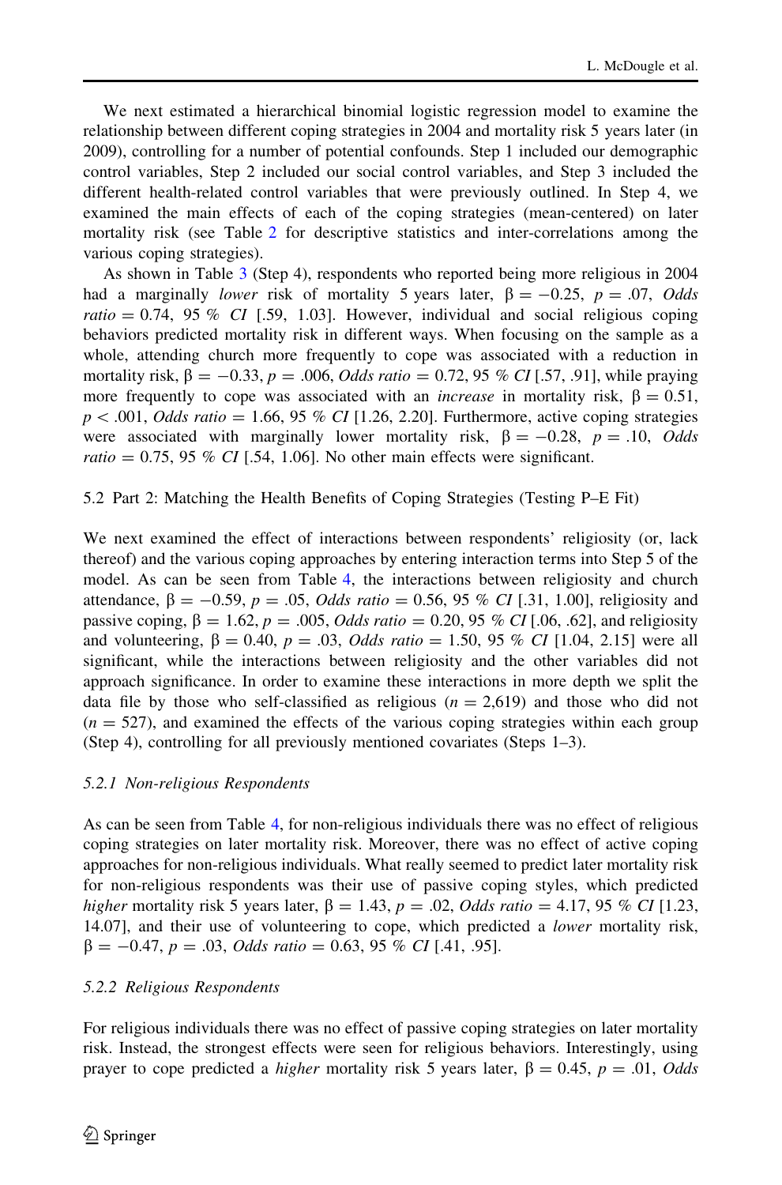We next estimated a hierarchical binomial logistic regression model to examine the relationship between different coping strategies in 2004 and mortality risk 5 years later (in 2009), controlling for a number of potential confounds. Step 1 included our demographic control variables, Step 2 included our social control variables, and Step 3 included the different health-related control variables that were previously outlined. In Step 4, we examined the main effects of each of the coping strategies (mean-centered) on later mortality risk (see Table 2 for descriptive statistics and inter-correlations among the various coping strategies).

As shown in Table 3 (Step 4), respondents who reported being more religious in 2004 had a marginally *lower* risk of mortality 5 years later, $\beta = -0.25$, $p = .07$, *Odds ratio* $= 0.74$, 95 % *CI* [.59, 1.03]. However, individual and social religious coping behaviors predicted mortality risk in different ways. When focusing on the sample as a whole, attending church more frequently to cope was associated with a reduction in mortality risk, $\beta = -0.33$, $p = .006$, *Odds ratio* $= 0.72$, 95 % *CI* [.57, .91], while praying more frequently to cope was associated with an *increase* in mortality risk, $\beta = 0.51$, $p < .001$, *Odds ratio* $= 1.66$, 95 % *CI* [1.26, 2.20]. Furthermore, active coping strategies were associated with marginally lower mortality risk, $\beta = -0.28$, $p = .10$, *Odds ratio* $= 0.75$, 95 % *CI* [.54, 1.06]. No other main effects were significant.

### 5.2 Part 2: Matching the Health Benefits of Coping Strategies (Testing P–E Fit)

We next examined the effect of interactions between respondents' religiosity (or, lack thereof) and the various coping approaches by entering interaction terms into Step 5 of the model. As can be seen from Table 4, the interactions between religiosity and church attendance, $\beta = -0.59$, $p = .05$, *Odds ratio* $= 0.56$, 95 % *CI* [.31, 1.00], religiosity and passive coping, $\beta = 1.62$, $p = .005$, *Odds ratio* $= 0.20$, 95 % *CI* [.06, .62], and religiosity and volunteering, $\beta = 0.40$, $p = .03$, *Odds ratio* $= 1.50$, 95 % *CI* [1.04, 2.15] were all significant, while the interactions between religiosity and the other variables did not approach significance. In order to examine these interactions in more depth we split the data file by those who self-classified as religious ($n = 2{,}619$) and those who did not ($n = 527$), and examined the effects of the various coping strategies within each group (Step 4), controlling for all previously mentioned covariates (Steps 1–3).

#### 5.2.1 Non-religious Respondents

As can be seen from Table 4, for non-religious individuals there was no effect of religious coping strategies on later mortality risk. Moreover, there was no effect of active coping approaches for non-religious individuals. What really seemed to predict later mortality risk for non-religious respondents was their use of passive coping styles, which predicted *higher* mortality risk 5 years later, $\beta = 1.43$, $p = .02$, *Odds ratio* $= 4.17$, 95 % *CI* [1.23, 14.07], and their use of volunteering to cope, which predicted a *lower* mortality risk, $\beta = -0.47$, $p = .03$, *Odds ratio* $= 0.63$, 95 % *CI* [.41, .95].

#### 5.2.2 Religious Respondents

For religious individuals there was no effect of passive coping strategies on later mortality risk. Instead, the strongest effects were seen for religious behaviors. Interestingly, using prayer to cope predicted a *higher* mortality risk 5 years later, $\beta = 0.45$, $p = .01$, *Odds*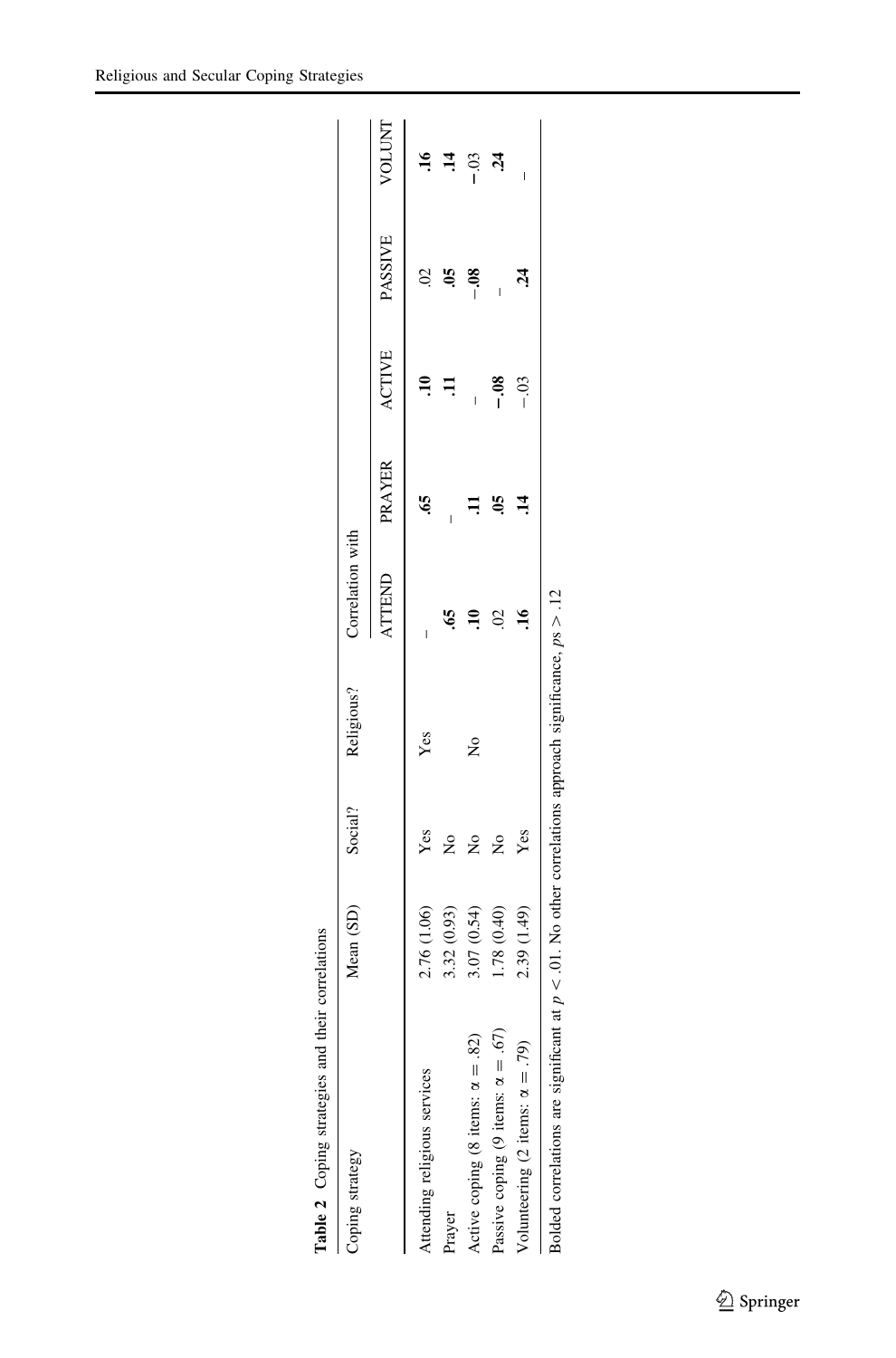**Table 2** Coping strategies and their correlations

| Coping strategy | Mean (SD) | Social? | Religious? | Correlation with | | | | |
|---|---|---|---|---|---|---|---|---|
| | | | | ATTEND | PRAYER | ACTIVE | PASSIVE | VOLUNT |
| Attending religious services | 2.76 (1.06) | Yes | Yes | – | **.65** | **.10** | .02 | **.16** |
| Prayer | 3.32 (0.93) | No | | **.65** | – | **.11** | **.05** | **.14** |
| Active coping (8 items: α = .82) | 3.07 (0.54) | No | No | **.10** | **.11** | – | **−.08** | −.03 |
| Passive coping (9 items: α = .67) | 1.78 (0.40) | No | | .02 | **.05** | **−.08** | – | **.24** |
| Volunteering (2 items: α = .79) | 2.39 (1.49) | Yes | | **.16** | **.14** | −.03 | **.24** | – |

Bolded correlations are significant at $p < .01$. No other correlations approach significance, $ps > .12$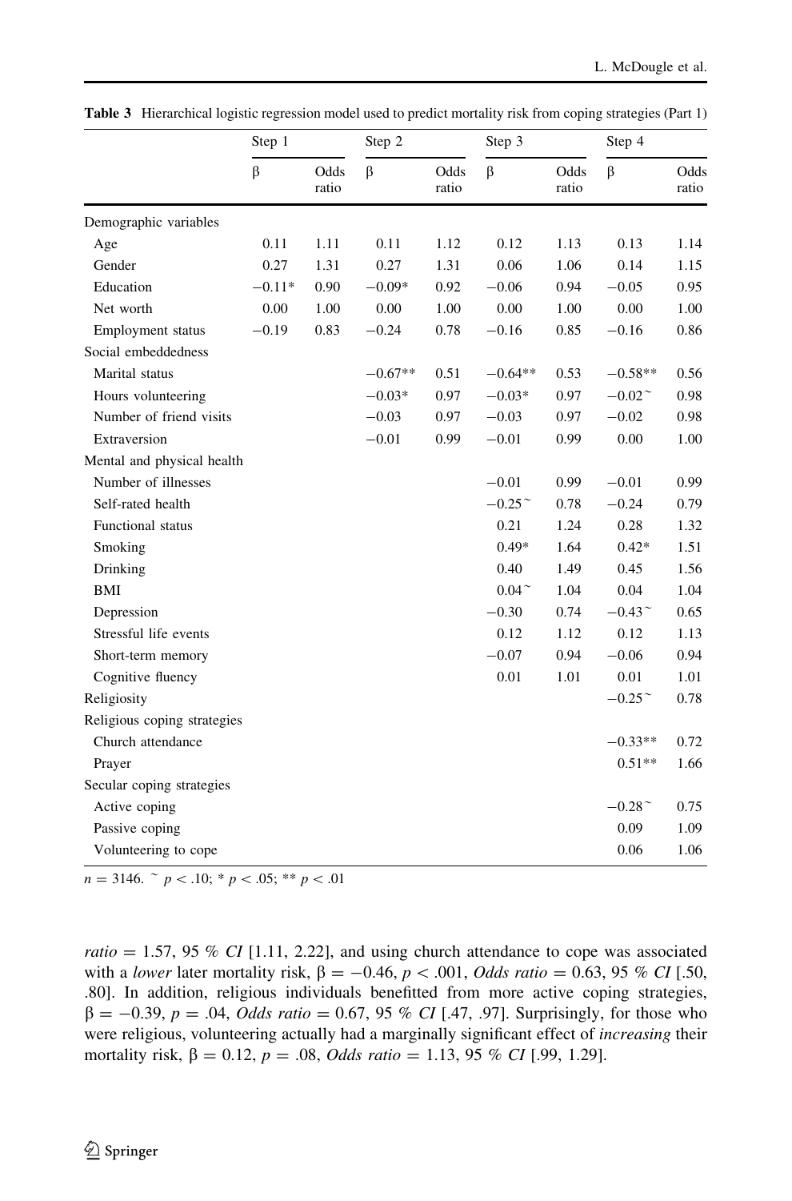**Table 3** Hierarchical logistic regression model used to predict mortality risk from coping strategies (Part 1)

| | Step 1 | | Step 2 | | Step 3 | | Step 4 | |
|---|---|---|---|---|---|---|---|---|
| | β | Odds ratio | β | Odds ratio | β | Odds ratio | β | Odds ratio |
| Demographic variables | | | | | | | | |
| Age | 0.11 | 1.11 | 0.11 | 1.12 | 0.12 | 1.13 | 0.13 | 1.14 |
| Gender | 0.27 | 1.31 | 0.27 | 1.31 | 0.06 | 1.06 | 0.14 | 1.15 |
| Education | −0.11* | 0.90 | −0.09* | 0.92 | −0.06 | 0.94 | −0.05 | 0.95 |
| Net worth | 0.00 | 1.00 | 0.00 | 1.00 | 0.00 | 1.00 | 0.00 | 1.00 |
| Employment status | −0.19 | 0.83 | −0.24 | 0.78 | −0.16 | 0.85 | −0.16 | 0.86 |
| Social embeddedness | | | | | | | | |
| Marital status | | | −0.67** | 0.51 | −0.64** | 0.53 | −0.58** | 0.56 |
| Hours volunteering | | | −0.03* | 0.97 | −0.03* | 0.97 | −0.02~ | 0.98 |
| Number of friend visits | | | −0.03 | 0.97 | −0.03 | 0.97 | −0.02 | 0.98 |
| Extraversion | | | −0.01 | 0.99 | −0.01 | 0.99 | 0.00 | 1.00 |
| Mental and physical health | | | | | | | | |
| Number of illnesses | | | | | −0.01 | 0.99 | −0.01 | 0.99 |
| Self-rated health | | | | | −0.25~ | 0.78 | −0.24 | 0.79 |
| Functional status | | | | | 0.21 | 1.24 | 0.28 | 1.32 |
| Smoking | | | | | 0.49* | 1.64 | 0.42* | 1.51 |
| Drinking | | | | | 0.40 | 1.49 | 0.45 | 1.56 |
| BMI | | | | | 0.04~ | 1.04 | 0.04 | 1.04 |
| Depression | | | | | −0.30 | 0.74 | −0.43~ | 0.65 |
| Stressful life events | | | | | 0.12 | 1.12 | 0.12 | 1.13 |
| Short-term memory | | | | | −0.07 | 0.94 | −0.06 | 0.94 |
| Cognitive fluency | | | | | 0.01 | 1.01 | 0.01 | 1.01 |
| Religiosity | | | | | | | −0.25~ | 0.78 |
| Religious coping strategies | | | | | | | | |
| Church attendance | | | | | | | −0.33** | 0.72 |
| Prayer | | | | | | | 0.51** | 1.66 |
| Secular coping strategies | | | | | | | | |
| Active coping | | | | | | | −0.28~ | 0.75 |
| Passive coping | | | | | | | 0.09 | 1.09 |
| Volunteering to cope | | | | | | | 0.06 | 1.06 |

$n = 3146$. ~ $p < .10$; * $p < .05$; ** $p < .01$

*ratio* = 1.57, 95 % *CI* [1.11, 2.22], and using church attendance to cope was associated with a *lower* later mortality risk, $\beta = -0.46$, $p < .001$, *Odds ratio* = 0.63, 95 % *CI* [.50, .80]. In addition, religious individuals benefitted from more active coping strategies, $\beta = -0.39$, $p = .04$, *Odds ratio* = 0.67, 95 % *CI* [.47, .97]. Surprisingly, for those who were religious, volunteering actually had a marginally significant effect of *increasing* their mortality risk, $\beta = 0.12$, $p = .08$, *Odds ratio* = 1.13, 95 % *CI* [.99, 1.29].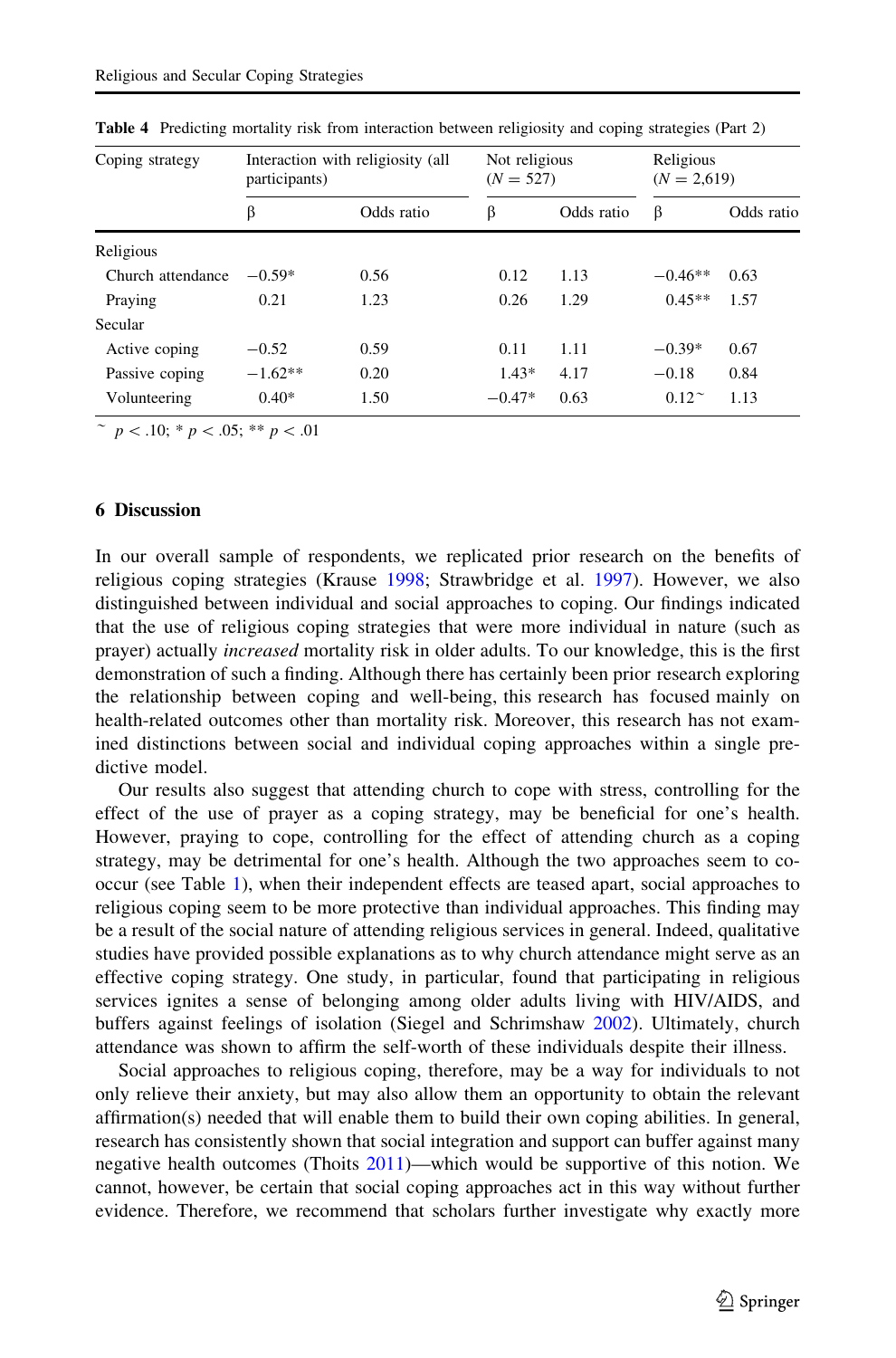**Table 4** Predicting mortality risk from interaction between religiosity and coping strategies (Part 2)

| Coping strategy | Interaction with religiosity (all participants) | | Not religious ($N = 527$) | | Religious ($N = 2{,}619$) | |
|---|---|---|---|---|---|---|
| | β | Odds ratio | β | Odds ratio | β | Odds ratio |
| Religious | | | | | | |
| Church attendance | −0.59* | 0.56 | 0.12 | 1.13 | −0.46** | 0.63 |
| Praying | 0.21 | 1.23 | 0.26 | 1.29 | 0.45** | 1.57 |
| Secular | | | | | | |
| Active coping | −0.52 | 0.59 | 0.11 | 1.11 | −0.39* | 0.67 |
| Passive coping | −1.62** | 0.20 | 1.43* | 4.17 | −0.18 | 0.84 |
| Volunteering | 0.40* | 1.50 | −0.47* | 0.63 | 0.12~ | 1.13 |

~ $p < .10$; * $p < .05$; ** $p < .01$

## 6 Discussion

In our overall sample of respondents, we replicated prior research on the benefits of religious coping strategies (Krause 1998; Strawbridge et al. 1997). However, we also distinguished between individual and social approaches to coping. Our findings indicated that the use of religious coping strategies that were more individual in nature (such as prayer) actually *increased* mortality risk in older adults. To our knowledge, this is the first demonstration of such a finding. Although there has certainly been prior research exploring the relationship between coping and well-being, this research has focused mainly on health-related outcomes other than mortality risk. Moreover, this research has not examined distinctions between social and individual coping approaches within a single predictive model.

Our results also suggest that attending church to cope with stress, controlling for the effect of the use of prayer as a coping strategy, may be beneficial for one's health. However, praying to cope, controlling for the effect of attending church as a coping strategy, may be detrimental for one's health. Although the two approaches seem to co-occur (see Table 1), when their independent effects are teased apart, social approaches to religious coping seem to be more protective than individual approaches. This finding may be a result of the social nature of attending religious services in general. Indeed, qualitative studies have provided possible explanations as to why church attendance might serve as an effective coping strategy. One study, in particular, found that participating in religious services ignites a sense of belonging among older adults living with HIV/AIDS, and buffers against feelings of isolation (Siegel and Schrimshaw 2002). Ultimately, church attendance was shown to affirm the self-worth of these individuals despite their illness.

Social approaches to religious coping, therefore, may be a way for individuals to not only relieve their anxiety, but may also allow them an opportunity to obtain the relevant affirmation(s) needed that will enable them to build their own coping abilities. In general, research has consistently shown that social integration and support can buffer against many negative health outcomes (Thoits 2011)—which would be supportive of this notion. We cannot, however, be certain that social coping approaches act in this way without further evidence. Therefore, we recommend that scholars further investigate why exactly more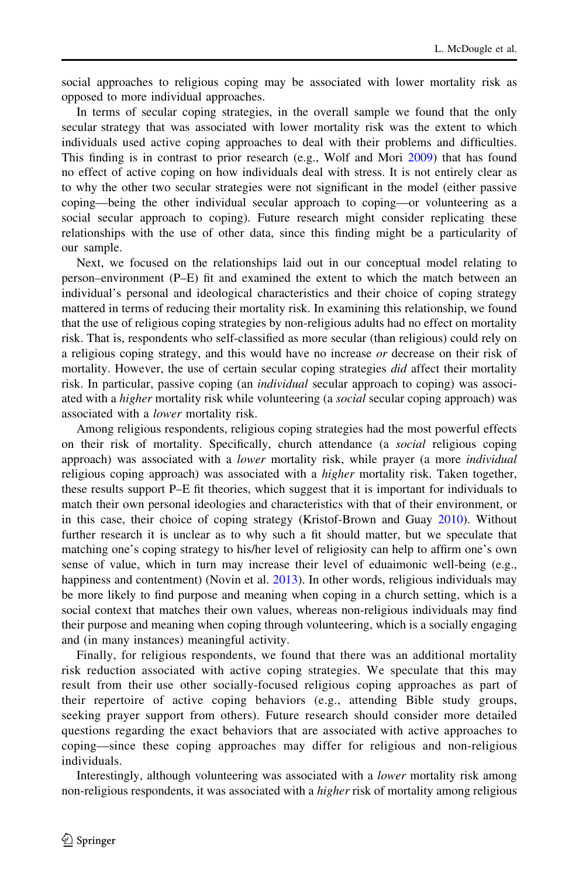social approaches to religious coping may be associated with lower mortality risk as opposed to more individual approaches.

In terms of secular coping strategies, in the overall sample we found that the only secular strategy that was associated with lower mortality risk was the extent to which individuals used active coping approaches to deal with their problems and difficulties. This finding is in contrast to prior research (e.g., Wolf and Mori 2009) that has found no effect of active coping on how individuals deal with stress. It is not entirely clear as to why the other two secular strategies were not significant in the model (either passive coping—being the other individual secular approach to coping—or volunteering as a social secular approach to coping). Future research might consider replicating these relationships with the use of other data, since this finding might be a particularity of our sample.

Next, we focused on the relationships laid out in our conceptual model relating to person–environment (P–E) fit and examined the extent to which the match between an individual's personal and ideological characteristics and their choice of coping strategy mattered in terms of reducing their mortality risk. In examining this relationship, we found that the use of religious coping strategies by non-religious adults had no effect on mortality risk. That is, respondents who self-classified as more secular (than religious) could rely on a religious coping strategy, and this would have no increase *or* decrease on their risk of mortality. However, the use of certain secular coping strategies *did* affect their mortality risk. In particular, passive coping (an *individual* secular approach to coping) was associated with a *higher* mortality risk while volunteering (a *social* secular coping approach) was associated with a *lower* mortality risk.

Among religious respondents, religious coping strategies had the most powerful effects on their risk of mortality. Specifically, church attendance (a *social* religious coping approach) was associated with a *lower* mortality risk, while prayer (a more *individual* religious coping approach) was associated with a *higher* mortality risk. Taken together, these results support P–E fit theories, which suggest that it is important for individuals to match their own personal ideologies and characteristics with that of their environment, or in this case, their choice of coping strategy (Kristof-Brown and Guay 2010). Without further research it is unclear as to why such a fit should matter, but we speculate that matching one's coping strategy to his/her level of religiosity can help to affirm one's own sense of value, which in turn may increase their level of eduaimonic well-being (e.g., happiness and contentment) (Novin et al. 2013). In other words, religious individuals may be more likely to find purpose and meaning when coping in a church setting, which is a social context that matches their own values, whereas non-religious individuals may find their purpose and meaning when coping through volunteering, which is a socially engaging and (in many instances) meaningful activity.

Finally, for religious respondents, we found that there was an additional mortality risk reduction associated with active coping strategies. We speculate that this may result from their use other socially-focused religious coping approaches as part of their repertoire of active coping behaviors (e.g., attending Bible study groups, seeking prayer support from others). Future research should consider more detailed questions regarding the exact behaviors that are associated with active approaches to coping—since these coping approaches may differ for religious and non-religious individuals.

Interestingly, although volunteering was associated with a *lower* mortality risk among non-religious respondents, it was associated with a *higher* risk of mortality among religious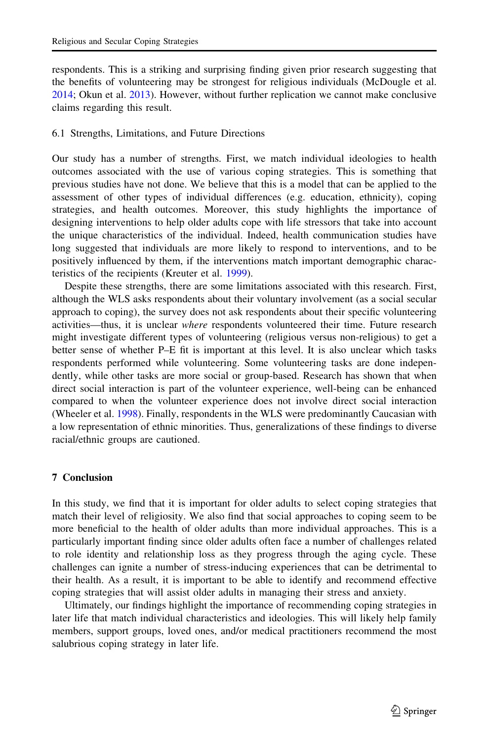respondents. This is a striking and surprising finding given prior research suggesting that the benefits of volunteering may be strongest for religious individuals (McDougle et al. 2014; Okun et al. 2013). However, without further replication we cannot make conclusive claims regarding this result.

### 6.1 Strengths, Limitations, and Future Directions

Our study has a number of strengths. First, we match individual ideologies to health outcomes associated with the use of various coping strategies. This is something that previous studies have not done. We believe that this is a model that can be applied to the assessment of other types of individual differences (e.g. education, ethnicity), coping strategies, and health outcomes. Moreover, this study highlights the importance of designing interventions to help older adults cope with life stressors that take into account the unique characteristics of the individual. Indeed, health communication studies have long suggested that individuals are more likely to respond to interventions, and to be positively influenced by them, if the interventions match important demographic characteristics of the recipients (Kreuter et al. 1999).

Despite these strengths, there are some limitations associated with this research. First, although the WLS asks respondents about their voluntary involvement (as a social secular approach to coping), the survey does not ask respondents about their specific volunteering activities—thus, it is unclear *where* respondents volunteered their time. Future research might investigate different types of volunteering (religious versus non-religious) to get a better sense of whether P–E fit is important at this level. It is also unclear which tasks respondents performed while volunteering. Some volunteering tasks are done independently, while other tasks are more social or group-based. Research has shown that when direct social interaction is part of the volunteer experience, well-being can be enhanced compared to when the volunteer experience does not involve direct social interaction (Wheeler et al. 1998). Finally, respondents in the WLS were predominantly Caucasian with a low representation of ethnic minorities. Thus, generalizations of these findings to diverse racial/ethnic groups are cautioned.

## 7 Conclusion

In this study, we find that it is important for older adults to select coping strategies that match their level of religiosity. We also find that social approaches to coping seem to be more beneficial to the health of older adults than more individual approaches. This is a particularly important finding since older adults often face a number of challenges related to role identity and relationship loss as they progress through the aging cycle. These challenges can ignite a number of stress-inducing experiences that can be detrimental to their health. As a result, it is important to be able to identify and recommend effective coping strategies that will assist older adults in managing their stress and anxiety.

Ultimately, our findings highlight the importance of recommending coping strategies in later life that match individual characteristics and ideologies. This will likely help family members, support groups, loved ones, and/or medical practitioners recommend the most salubrious coping strategy in later life.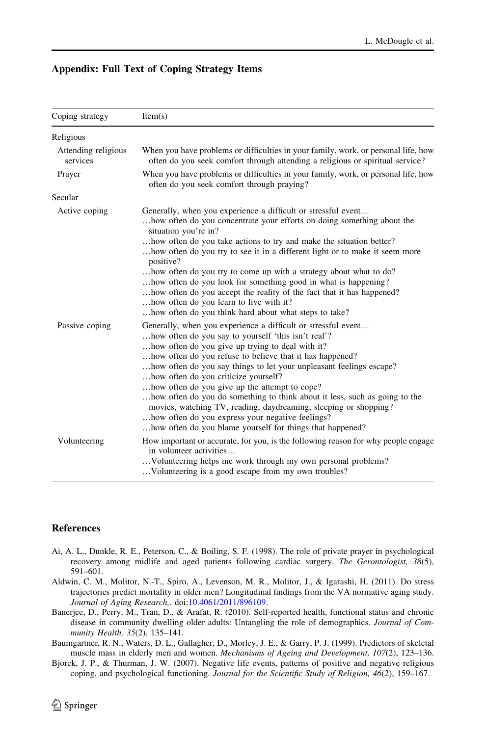## Appendix: Full Text of Coping Strategy Items

| Coping strategy | Item(s) |
|---|---|
| Religious | |
| Attending religious services | When you have problems or difficulties in your family, work, or personal life, how often do you seek comfort through attending a religious or spiritual service? |
| Prayer | When you have problems or difficulties in your family, work, or personal life, how often do you seek comfort through praying? |
| Secular | |
| Active coping | Generally, when you experience a difficult or stressful event… <br>…how often do you concentrate your efforts on doing something about the situation you're in? <br>…how often do you take actions to try and make the situation better? <br>…how often do you try to see it in a different light or to make it seem more positive? <br>…how often do you try to come up with a strategy about what to do? <br>…how often do you look for something good in what is happening? <br>…how often do you accept the reality of the fact that it has happened? <br>…how often do you learn to live with it? <br>…how often do you think hard about what steps to take? |
| Passive coping | Generally, when you experience a difficult or stressful event… <br>…how often do you say to yourself 'this isn't real'? <br>…how often do you give up trying to deal with it? <br>…how often do you refuse to believe that it has happened? <br>…how often do you say things to let your unpleasant feelings escape? <br>…how often do you criticize yourself? <br>…how often do you give up the attempt to cope? <br>…how often do you do something to think about it less, such as going to the movies, watching TV, reading, daydreaming, sleeping or shopping? <br>…how often do you express your negative feelings? <br>…how often do you blame yourself for things that happened? |
| Volunteering | How important or accurate, for you, is the following reason for why people engage in volunteer activities… <br>…Volunteering helps me work through my own personal problems? <br>…Volunteering is a good escape from my own troubles? |

## References

Ai, A. L., Dunkle, R. E., Peterson, C., & Boiling, S. F. (1998). The role of private prayer in psychological recovery among midlife and aged patients following cardiac surgery. *The Gerontologist, 38*(5), 591–601.

Aldwin, C. M., Molitor, N.-T., Spiro, A., Levenson, M. R., Molitor, J., & Igarashi, H. (2011). Do stress trajectories predict mortality in older men? Longitudinal findings from the VA normative aging study. *Journal of Aging Research,*. doi:10.4061/2011/896109.

Banerjee, D., Perry, M., Tran, D., & Arafat, R. (2010). Self-reported health, functional status and chronic disease in community dwelling older adults: Untangling the role of demographics. *Journal of Community Health, 35*(2), 135–141.

Baumgartner, R. N., Waters, D. L., Gallagher, D., Morley, J. E., & Garry, P. J. (1999). Predictors of skeletal muscle mass in elderly men and women. *Mechanisms of Ageing and Development, 107*(2), 123–136.

Bjorck, J. P., & Thurman, J. W. (2007). Negative life events, patterns of positive and negative religious coping, and psychological functioning. *Journal for the Scientific Study of Religion, 46*(2), 159–167.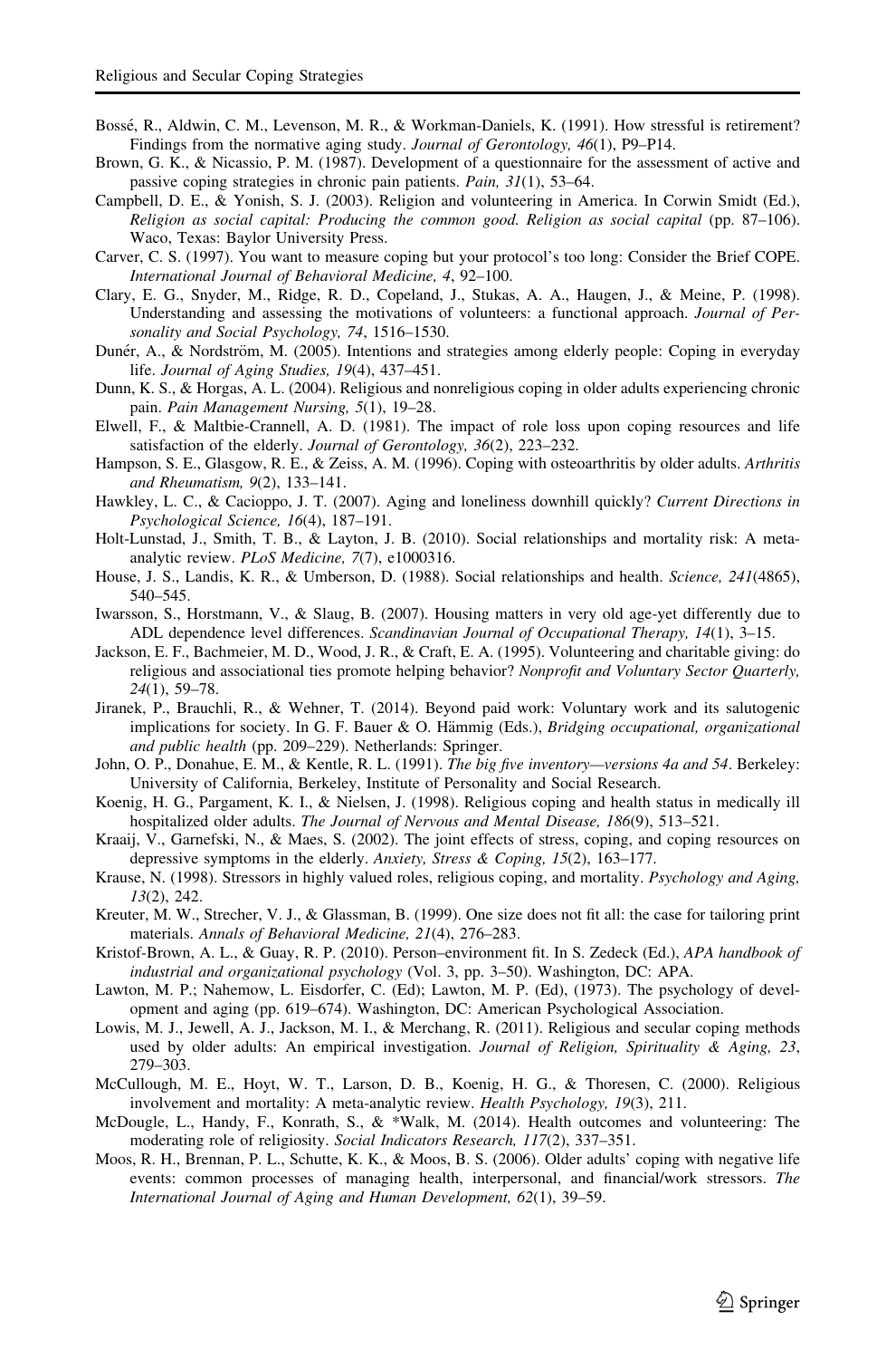Bossé, R., Aldwin, C. M., Levenson, M. R., & Workman-Daniels, K. (1991). How stressful is retirement? Findings from the normative aging study. *Journal of Gerontology, 46*(1), P9–P14.

Brown, G. K., & Nicassio, P. M. (1987). Development of a questionnaire for the assessment of active and passive coping strategies in chronic pain patients. *Pain, 31*(1), 53–64.

Campbell, D. E., & Yonish, S. J. (2003). Religion and volunteering in America. In Corwin Smidt (Ed.), *Religion as social capital: Producing the common good. Religion as social capital* (pp. 87–106). Waco, Texas: Baylor University Press.

Carver, C. S. (1997). You want to measure coping but your protocol's too long: Consider the Brief COPE. *International Journal of Behavioral Medicine, 4*, 92–100.

Clary, E. G., Snyder, M., Ridge, R. D., Copeland, J., Stukas, A. A., Haugen, J., & Meine, P. (1998). Understanding and assessing the motivations of volunteers: a functional approach. *Journal of Personality and Social Psychology, 74*, 1516–1530.

Dunér, A., & Nordström, M. (2005). Intentions and strategies among elderly people: Coping in everyday life. *Journal of Aging Studies, 19*(4), 437–451.

Dunn, K. S., & Horgas, A. L. (2004). Religious and nonreligious coping in older adults experiencing chronic pain. *Pain Management Nursing, 5*(1), 19–28.

Elwell, F., & Maltbie-Crannell, A. D. (1981). The impact of role loss upon coping resources and life satisfaction of the elderly. *Journal of Gerontology, 36*(2), 223–232.

Hampson, S. E., Glasgow, R. E., & Zeiss, A. M. (1996). Coping with osteoarthritis by older adults. *Arthritis and Rheumatism, 9*(2), 133–141.

Hawkley, L. C., & Cacioppo, J. T. (2007). Aging and loneliness downhill quickly? *Current Directions in Psychological Science, 16*(4), 187–191.

Holt-Lunstad, J., Smith, T. B., & Layton, J. B. (2010). Social relationships and mortality risk: A meta-analytic review. *PLoS Medicine, 7*(7), e1000316.

House, J. S., Landis, K. R., & Umberson, D. (1988). Social relationships and health. *Science, 241*(4865), 540–545.

Iwarsson, S., Horstmann, V., & Slaug, B. (2007). Housing matters in very old age-yet differently due to ADL dependence level differences. *Scandinavian Journal of Occupational Therapy, 14*(1), 3–15.

Jackson, E. F., Bachmeier, M. D., Wood, J. R., & Craft, E. A. (1995). Volunteering and charitable giving: do religious and associational ties promote helping behavior? *Nonprofit and Voluntary Sector Quarterly, 24*(1), 59–78.

Jiranek, P., Brauchli, R., & Wehner, T. (2014). Beyond paid work: Voluntary work and its salutogenic implications for society. In G. F. Bauer & O. Hämmig (Eds.), *Bridging occupational, organizational and public health* (pp. 209–229). Netherlands: Springer.

John, O. P., Donahue, E. M., & Kentle, R. L. (1991). *The big five inventory—versions 4a and 54*. Berkeley: University of California, Berkeley, Institute of Personality and Social Research.

Koenig, H. G., Pargament, K. I., & Nielsen, J. (1998). Religious coping and health status in medically ill hospitalized older adults. *The Journal of Nervous and Mental Disease, 186*(9), 513–521.

Kraaij, V., Garnefski, N., & Maes, S. (2002). The joint effects of stress, coping, and coping resources on depressive symptoms in the elderly. *Anxiety, Stress & Coping, 15*(2), 163–177.

Krause, N. (1998). Stressors in highly valued roles, religious coping, and mortality. *Psychology and Aging, 13*(2), 242.

Kreuter, M. W., Strecher, V. J., & Glassman, B. (1999). One size does not fit all: the case for tailoring print materials. *Annals of Behavioral Medicine, 21*(4), 276–283.

Kristof-Brown, A. L., & Guay, R. P. (2010). Person–environment fit. In S. Zedeck (Ed.), *APA handbook of industrial and organizational psychology* (Vol. 3, pp. 3–50). Washington, DC: APA.

Lawton, M. P.; Nahemow, L. Eisdorfer, C. (Ed); Lawton, M. P. (Ed), (1973). The psychology of development and aging (pp. 619–674). Washington, DC: American Psychological Association.

Lowis, M. J., Jewell, A. J., Jackson, M. I., & Merchang, R. (2011). Religious and secular coping methods used by older adults: An empirical investigation. *Journal of Religion, Spirituality & Aging, 23*, 279–303.

McCullough, M. E., Hoyt, W. T., Larson, D. B., Koenig, H. G., & Thoresen, C. (2000). Religious involvement and mortality: A meta-analytic review. *Health Psychology, 19*(3), 211.

McDougle, L., Handy, F., Konrath, S., & *Walk, M. (2014). Health outcomes and volunteering: The moderating role of religiosity. *Social Indicators Research, 117*(2), 337–351.

Moos, R. H., Brennan, P. L., Schutte, K. K., & Moos, B. S. (2006). Older adults' coping with negative life events: common processes of managing health, interpersonal, and financial/work stressors. *The International Journal of Aging and Human Development, 62*(1), 39–59.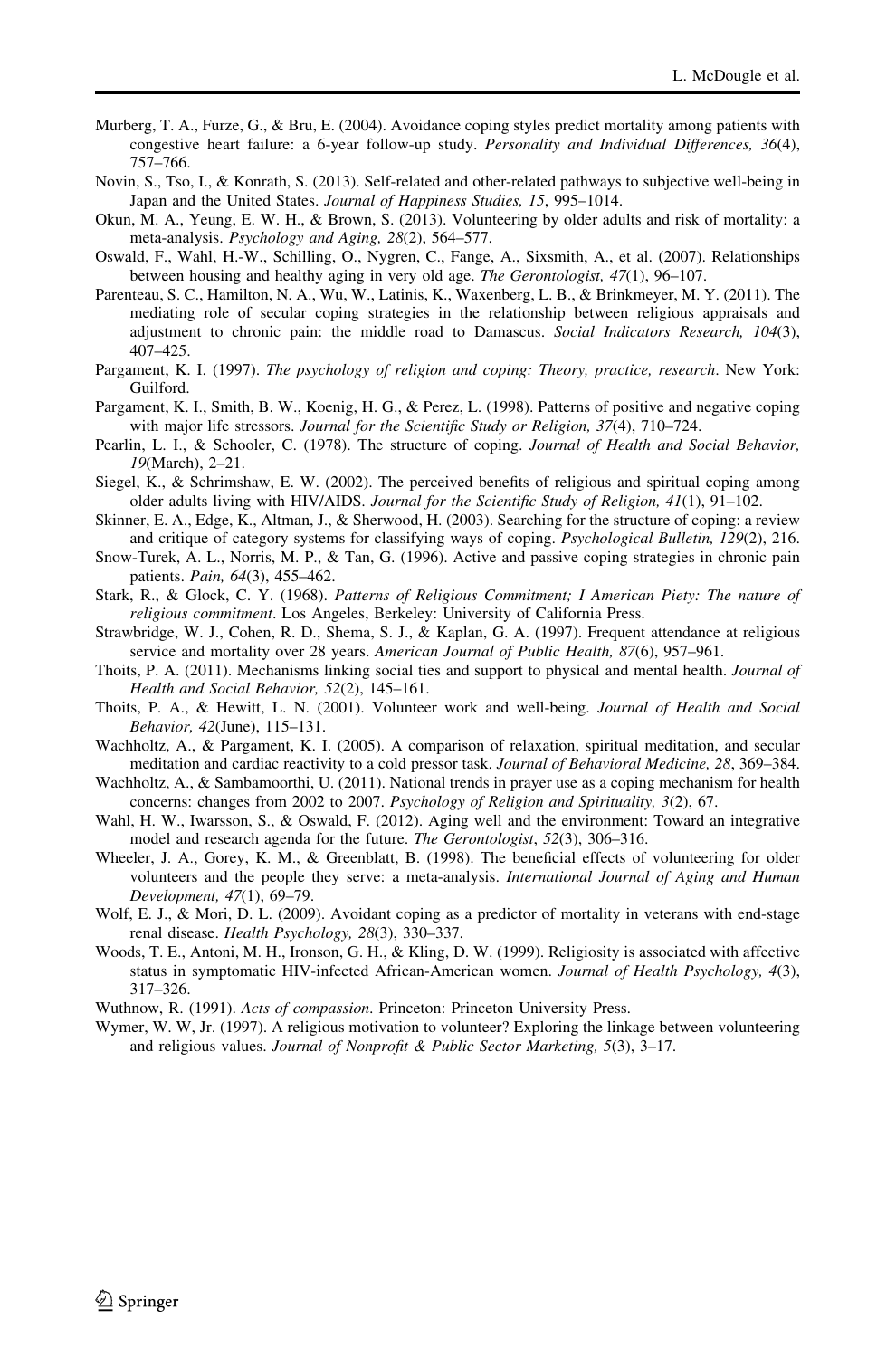Murberg, T. A., Furze, G., & Bru, E. (2004). Avoidance coping styles predict mortality among patients with congestive heart failure: a 6-year follow-up study. *Personality and Individual Differences, 36*(4), 757–766.

Novin, S., Tso, I., & Konrath, S. (2013). Self-related and other-related pathways to subjective well-being in Japan and the United States. *Journal of Happiness Studies, 15*, 995–1014.

Okun, M. A., Yeung, E. W. H., & Brown, S. (2013). Volunteering by older adults and risk of mortality: a meta-analysis. *Psychology and Aging, 28*(2), 564–577.

Oswald, F., Wahl, H.-W., Schilling, O., Nygren, C., Fange, A., Sixsmith, A., et al. (2007). Relationships between housing and healthy aging in very old age. *The Gerontologist, 47*(1), 96–107.

Parenteau, S. C., Hamilton, N. A., Wu, W., Latinis, K., Waxenberg, L. B., & Brinkmeyer, M. Y. (2011). The mediating role of secular coping strategies in the relationship between religious appraisals and adjustment to chronic pain: the middle road to Damascus. *Social Indicators Research, 104*(3), 407–425.

Pargament, K. I. (1997). *The psychology of religion and coping: Theory, practice, research*. New York: Guilford.

Pargament, K. I., Smith, B. W., Koenig, H. G., & Perez, L. (1998). Patterns of positive and negative coping with major life stressors. *Journal for the Scientific Study or Religion, 37*(4), 710–724.

Pearlin, L. I., & Schooler, C. (1978). The structure of coping. *Journal of Health and Social Behavior, 19*(March), 2–21.

Siegel, K., & Schrimshaw, E. W. (2002). The perceived benefits of religious and spiritual coping among older adults living with HIV/AIDS. *Journal for the Scientific Study of Religion, 41*(1), 91–102.

Skinner, E. A., Edge, K., Altman, J., & Sherwood, H. (2003). Searching for the structure of coping: a review and critique of category systems for classifying ways of coping. *Psychological Bulletin, 129*(2), 216.

Snow-Turek, A. L., Norris, M. P., & Tan, G. (1996). Active and passive coping strategies in chronic pain patients. *Pain, 64*(3), 455–462.

Stark, R., & Glock, C. Y. (1968). *Patterns of Religious Commitment; I American Piety: The nature of religious commitment*. Los Angeles, Berkeley: University of California Press.

Strawbridge, W. J., Cohen, R. D., Shema, S. J., & Kaplan, G. A. (1997). Frequent attendance at religious service and mortality over 28 years. *American Journal of Public Health, 87*(6), 957–961.

Thoits, P. A. (2011). Mechanisms linking social ties and support to physical and mental health. *Journal of Health and Social Behavior, 52*(2), 145–161.

Thoits, P. A., & Hewitt, L. N. (2001). Volunteer work and well-being. *Journal of Health and Social Behavior, 42*(June), 115–131.

Wachholtz, A., & Pargament, K. I. (2005). A comparison of relaxation, spiritual meditation, and secular meditation and cardiac reactivity to a cold pressor task. *Journal of Behavioral Medicine, 28*, 369–384.

Wachholtz, A., & Sambamoorthi, U. (2011). National trends in prayer use as a coping mechanism for health concerns: changes from 2002 to 2007. *Psychology of Religion and Spirituality, 3*(2), 67.

Wahl, H. W., Iwarsson, S., & Oswald, F. (2012). Aging well and the environment: Toward an integrative model and research agenda for the future. *The Gerontologist*, *52*(3), 306–316.

Wheeler, J. A., Gorey, K. M., & Greenblatt, B. (1998). The beneficial effects of volunteering for older volunteers and the people they serve: a meta-analysis. *International Journal of Aging and Human Development, 47*(1), 69–79.

Wolf, E. J., & Mori, D. L. (2009). Avoidant coping as a predictor of mortality in veterans with end-stage renal disease. *Health Psychology, 28*(3), 330–337.

Woods, T. E., Antoni, M. H., Ironson, G. H., & Kling, D. W. (1999). Religiosity is associated with affective status in symptomatic HIV-infected African-American women. *Journal of Health Psychology, 4*(3), 317–326.

Wuthnow, R. (1991). *Acts of compassion*. Princeton: Princeton University Press.

Wymer, W. W, Jr. (1997). A religious motivation to volunteer? Exploring the linkage between volunteering and religious values. *Journal of Nonprofit & Public Sector Marketing, 5*(3), 3–17.